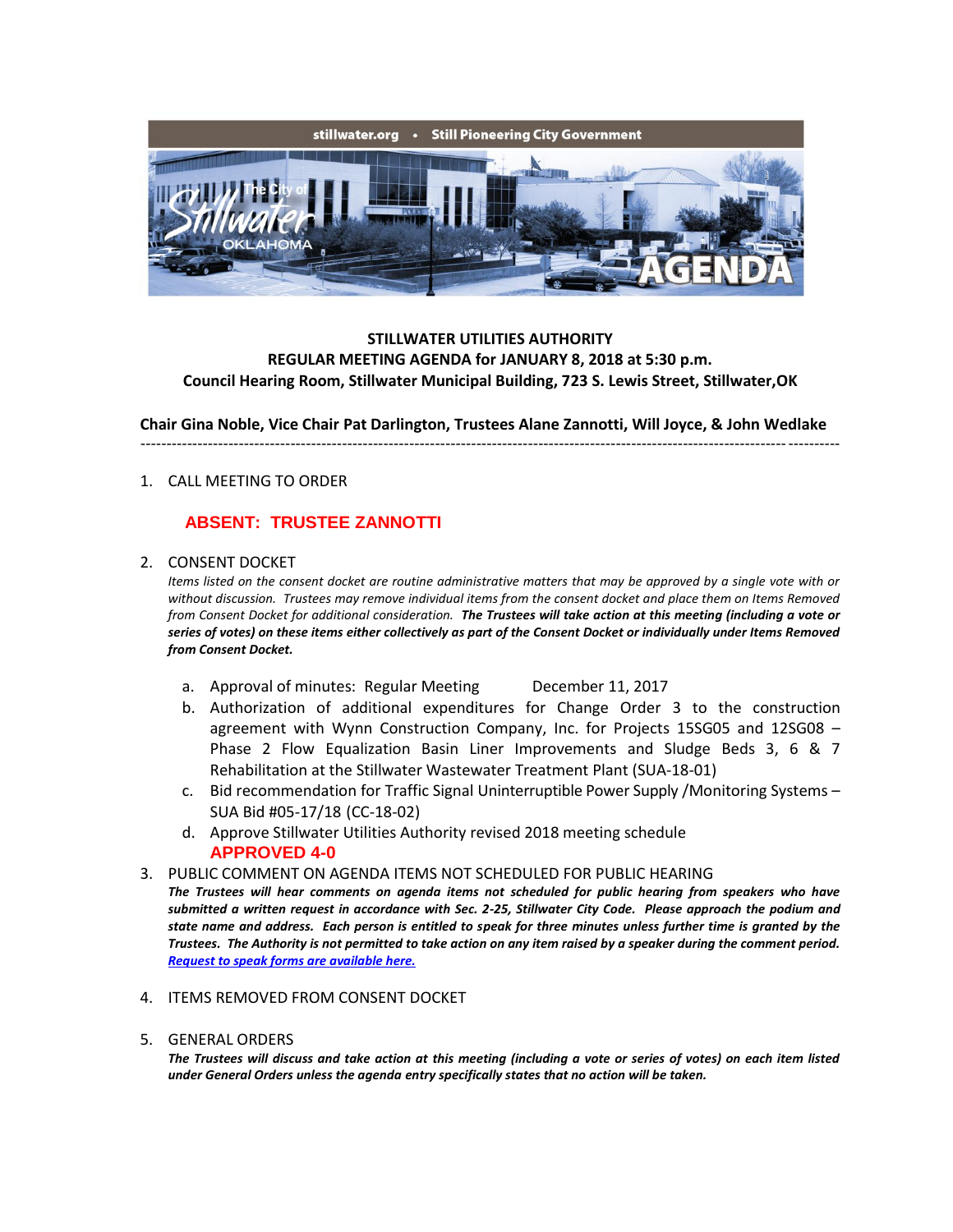stillwater.org • Still Pioneering City Government

**STILLWATER UTILITIES AUTHORITY**
**REGULAR MEETING AGENDA for JANUARY 8, 2018 at 5:30 p.m.**
**Council Hearing Room, Stillwater Municipal Building, 723 S. Lewis Street, Stillwater,OK**

**Chair Gina Noble, Vice Chair Pat Darlington, Trustees Alane Zannotti, Will Joyce, & John Wedlake**

---

1. CALL MEETING TO ORDER

   **ABSENT: TRUSTEE ZANNOTTI**

2. CONSENT DOCKET

   *Items listed on the consent docket are routine administrative matters that may be approved by a single vote with or without discussion. Trustees may remove individual items from the consent docket and place them on Items Removed from Consent Docket for additional consideration.* ***The Trustees will take action at this meeting (including a vote or series of votes) on these items either collectively as part of the Consent Docket or individually under Items Removed from Consent Docket.***

   a. Approval of minutes: Regular Meeting December 11, 2017
   b. Authorization of additional expenditures for Change Order 3 to the construction agreement with Wynn Construction Company, Inc. for Projects 15SG05 and 12SG08 – Phase 2 Flow Equalization Basin Liner Improvements and Sludge Beds 3, 6 & 7 Rehabilitation at the Stillwater Wastewater Treatment Plant (SUA-18-01)
   c. Bid recommendation for Traffic Signal Uninterruptible Power Supply /Monitoring Systems – SUA Bid #05-17/18 (CC-18-02)
   d. Approve Stillwater Utilities Authority revised 2018 meeting schedule

   **APPROVED 4-0**

3. PUBLIC COMMENT ON AGENDA ITEMS NOT SCHEDULED FOR PUBLIC HEARING

   ***The Trustees will hear comments on agenda items not scheduled for public hearing from speakers who have submitted a written request in accordance with Sec. 2-25, Stillwater City Code. Please approach the podium and state name and address. Each person is entitled to speak for three minutes unless further time is granted by the Trustees. The Authority is not permitted to take action on any item raised by a speaker during the comment period.***
   ***Request to speak forms are available here.***

4. ITEMS REMOVED FROM CONSENT DOCKET

5. GENERAL ORDERS

   ***The Trustees will discuss and take action at this meeting (including a vote or series of votes) on each item listed under General Orders unless the agenda entry specifically states that no action will be taken.***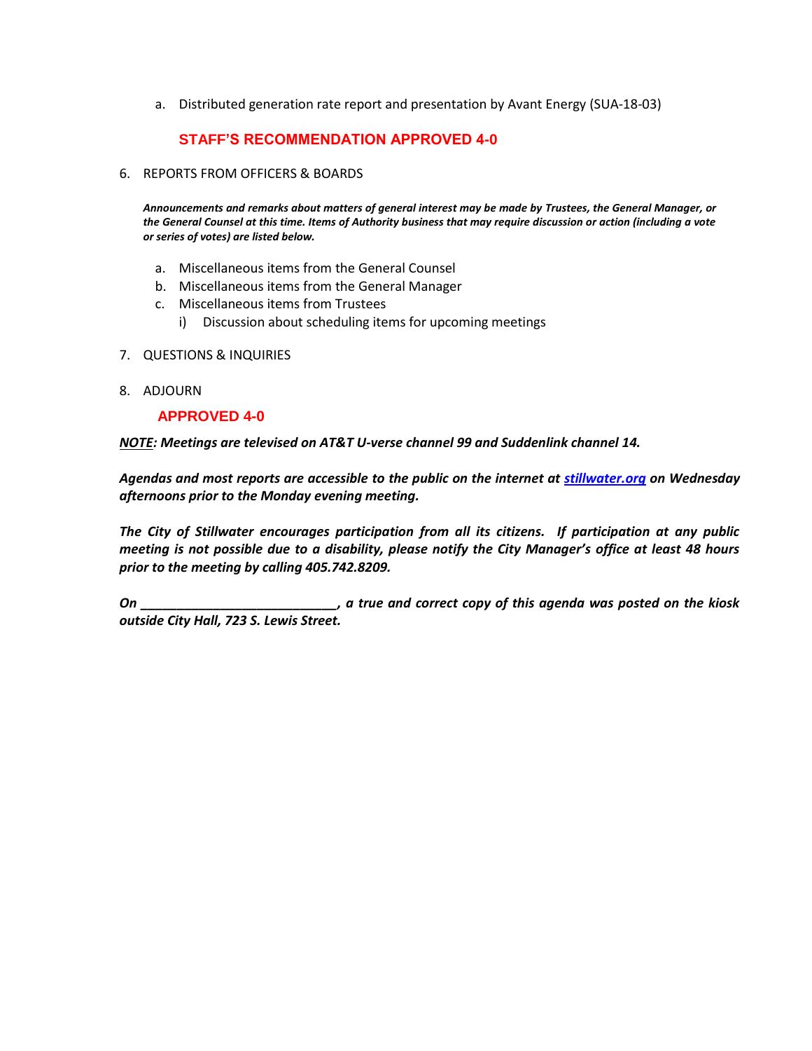a. Distributed generation rate report and presentation by Avant Energy (SUA-18-03)

**STAFF'S RECOMMENDATION APPROVED 4-0**

6. REPORTS FROM OFFICERS & BOARDS

***Announcements and remarks about matters of general interest may be made by Trustees, the General Manager, or the General Counsel at this time. Items of Authority business that may require discussion or action (including a vote or series of votes) are listed below.***

a. Miscellaneous items from the General Counsel
b. Miscellaneous items from the General Manager
c. Miscellaneous items from Trustees
    i) Discussion about scheduling items for upcoming meetings

7. QUESTIONS & INQUIRIES

8. ADJOURN

**APPROVED 4-0**

***NOTE: Meetings are televised on AT&T U-verse channel 99 and Suddenlink channel 14.***

***Agendas and most reports are accessible to the public on the internet at [stillwater.org](stillwater.org) on Wednesday afternoons prior to the Monday evening meeting.***

***The City of Stillwater encourages participation from all its citizens. If participation at any public meeting is not possible due to a disability, please notify the City Manager's office at least 48 hours prior to the meeting by calling 405.742.8209.***

***On ___________________________, a true and correct copy of this agenda was posted on the kiosk outside City Hall, 723 S. Lewis Street.***